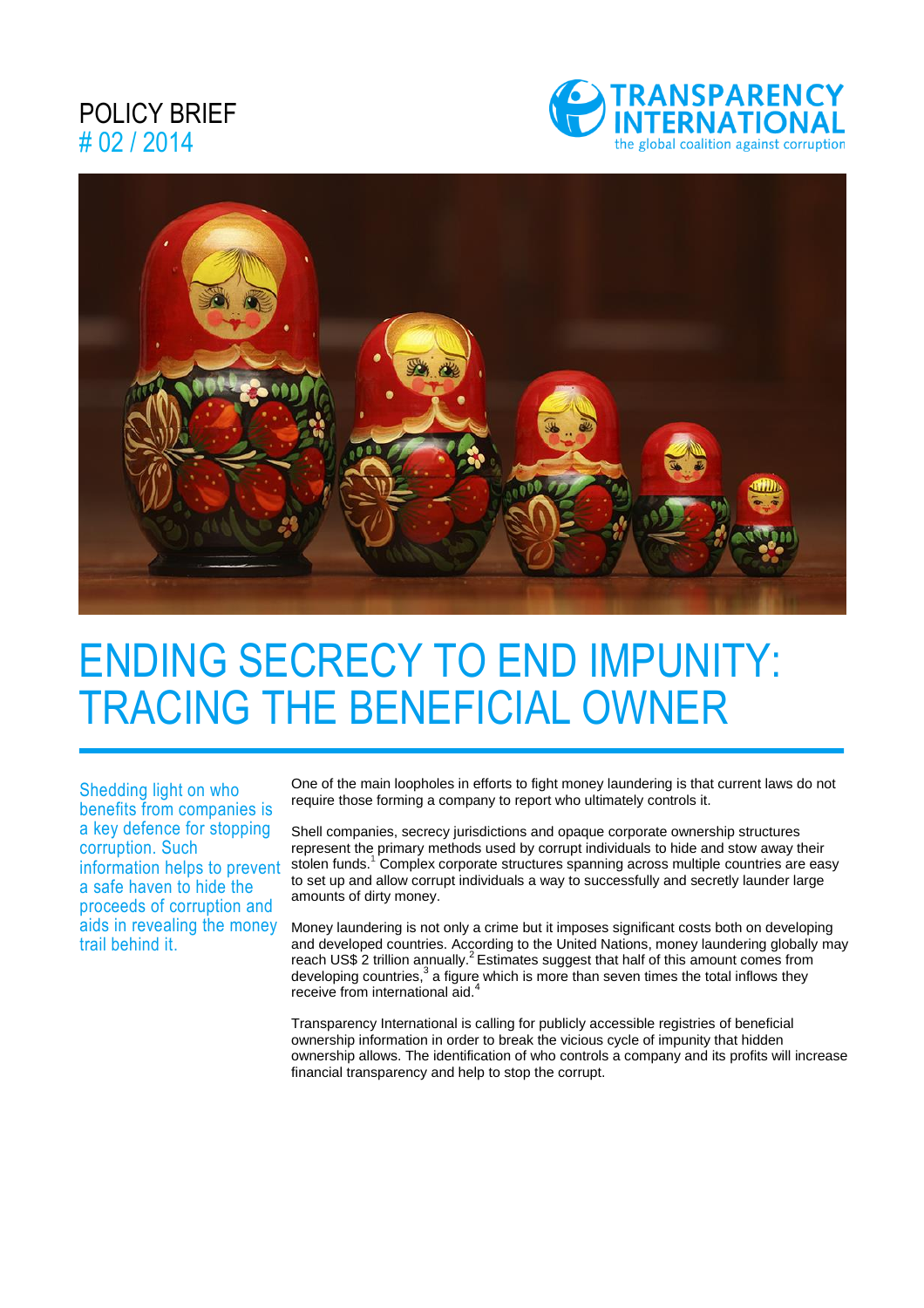POLICY BRIEF
# 02 / 2014

TRANSPARENCY INTERNATIONAL
the global coalition against corruption

# ENDING SECRECY TO END IMPUNITY: TRACING THE BENEFICIAL OWNER

Shedding light on who benefits from companies is a key defence for stopping corruption. Such information helps to prevent a safe haven to hide the proceeds of corruption and aids in revealing the money trail behind it.

One of the main loopholes in efforts to fight money laundering is that current laws do not require those forming a company to report who ultimately controls it.

Shell companies, secrecy jurisdictions and opaque corporate ownership structures represent the primary methods used by corrupt individuals to hide and stow away their stolen funds.[1] Complex corporate structures spanning across multiple countries are easy to set up and allow corrupt individuals a way to successfully and secretly launder large amounts of dirty money.

Money laundering is not only a crime but it imposes significant costs both on developing and developed countries. According to the United Nations, money laundering globally may reach US$ 2 trillion annually.[2] Estimates suggest that half of this amount comes from developing countries,[3] a figure which is more than seven times the total inflows they receive from international aid.[4]

Transparency International is calling for publicly accessible registries of beneficial ownership information in order to break the vicious cycle of impunity that hidden ownership allows. The identification of who controls a company and its profits will increase financial transparency and help to stop the corrupt.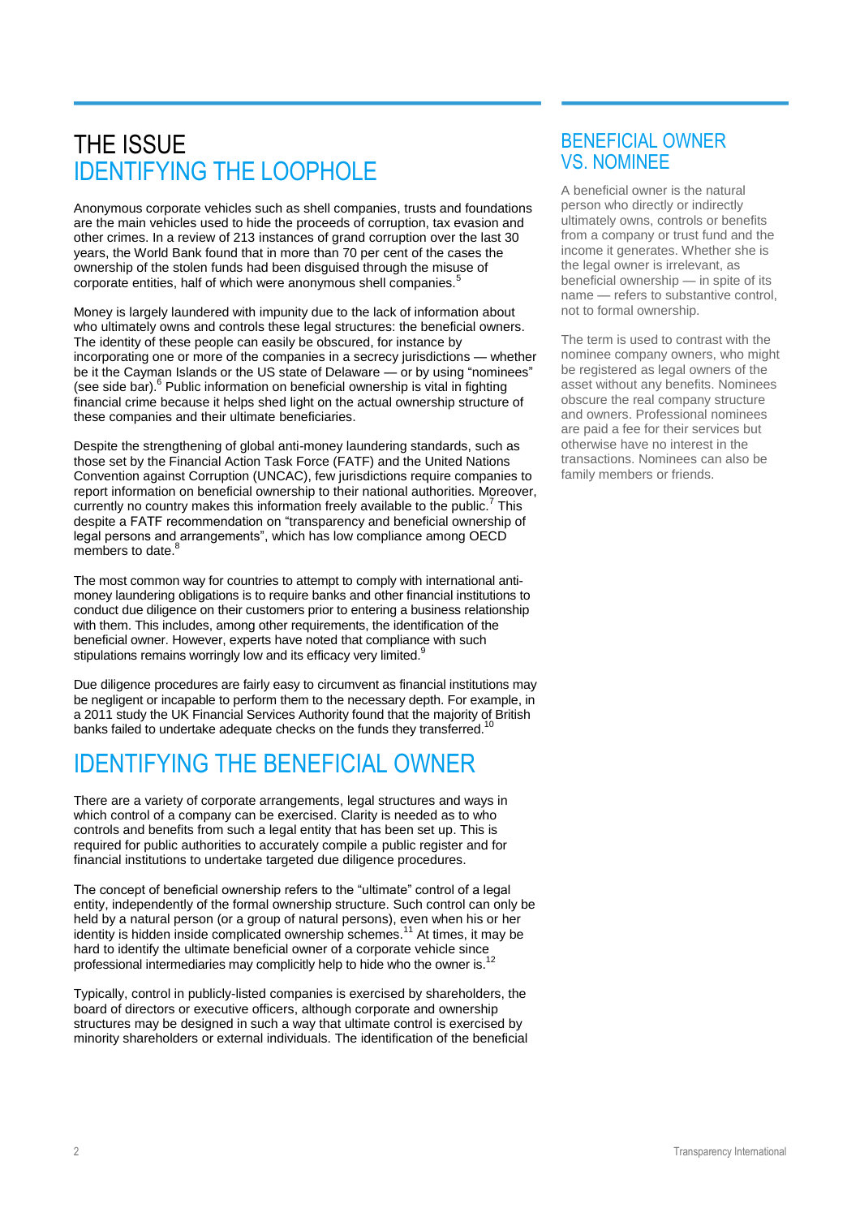# THE ISSUE
## IDENTIFYING THE LOOPHOLE

Anonymous corporate vehicles such as shell companies, trusts and foundations are the main vehicles used to hide the proceeds of corruption, tax evasion and other crimes. In a review of 213 instances of grand corruption over the last 30 years, the World Bank found that in more than 70 per cent of the cases the ownership of the stolen funds had been disguised through the misuse of corporate entities, half of which were anonymous shell companies.[5]

Money is largely laundered with impunity due to the lack of information about who ultimately owns and controls these legal structures: the beneficial owners. The identity of these people can easily be obscured, for instance by incorporating one or more of the companies in a secrecy jurisdictions — whether be it the Cayman Islands or the US state of Delaware — or by using "nominees" (see side bar).[6] Public information on beneficial ownership is vital in fighting financial crime because it helps shed light on the actual ownership structure of these companies and their ultimate beneficiaries.

Despite the strengthening of global anti-money laundering standards, such as those set by the Financial Action Task Force (FATF) and the United Nations Convention against Corruption (UNCAC), few jurisdictions require companies to report information on beneficial ownership to their national authorities. Moreover, currently no country makes this information freely available to the public.[7] This despite a FATF recommendation on "transparency and beneficial ownership of legal persons and arrangements", which has low compliance among OECD members to date.[8]

The most common way for countries to attempt to comply with international anti-money laundering obligations is to require banks and other financial institutions to conduct due diligence on their customers prior to entering a business relationship with them. This includes, among other requirements, the identification of the beneficial owner. However, experts have noted that compliance with such stipulations remains worringly low and its efficacy very limited.[9]

Due diligence procedures are fairly easy to circumvent as financial institutions may be negligent or incapable to perform them to the necessary depth. For example, in a 2011 study the UK Financial Services Authority found that the majority of British banks failed to undertake adequate checks on the funds they transferred.[10]

## IDENTIFYING THE BENEFICIAL OWNER

There are a variety of corporate arrangements, legal structures and ways in which control of a company can be exercised. Clarity is needed as to who controls and benefits from such a legal entity that has been set up. This is required for public authorities to accurately compile a public register and for financial institutions to undertake targeted due diligence procedures.

The concept of beneficial ownership refers to the "ultimate" control of a legal entity, independently of the formal ownership structure. Such control can only be held by a natural person (or a group of natural persons), even when his or her identity is hidden inside complicated ownership schemes.[11] At times, it may be hard to identify the ultimate beneficial owner of a corporate vehicle since professional intermediaries may complicitly help to hide who the owner is.[12]

Typically, control in publicly-listed companies is exercised by shareholders, the board of directors or executive officers, although corporate and ownership structures may be designed in such a way that ultimate control is exercised by minority shareholders or external individuals. The identification of the beneficial

## BENEFICIAL OWNER VS. NOMINEE

A beneficial owner is the natural person who directly or indirectly ultimately owns, controls or benefits from a company or trust fund and the income it generates. Whether she is the legal owner is irrelevant, as beneficial ownership — in spite of its name — refers to substantive control, not to formal ownership.

The term is used to contrast with the nominee company owners, who might be registered as legal owners of the asset without any benefits. Nominees obscure the real company structure and owners. Professional nominees are paid a fee for their services but otherwise have no interest in the transactions. Nominees can also be family members or friends.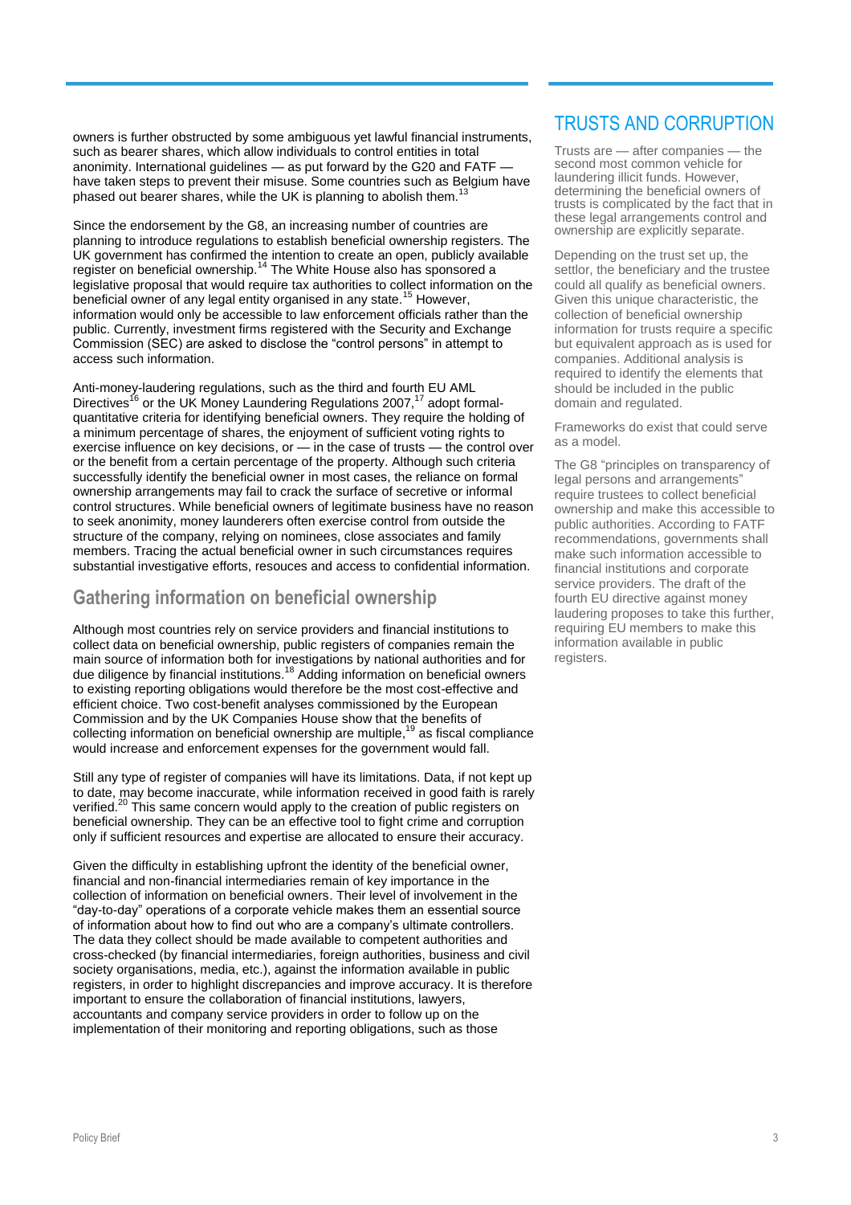owners is further obstructed by some ambiguous yet lawful financial instruments, such as bearer shares, which allow individuals to control entities in total anonimity. International guidelines — as put forward by the G20 and FATF — have taken steps to prevent their misuse. Some countries such as Belgium have phased out bearer shares, while the UK is planning to abolish them.[13]

Since the endorsement by the G8, an increasing number of countries are planning to introduce regulations to establish beneficial ownership registers. The UK government has confirmed the intention to create an open, publicly available register on beneficial ownership.[14] The White House also has sponsored a legislative proposal that would require tax authorities to collect information on the beneficial owner of any legal entity organised in any state.[15] However, information would only be accessible to law enforcement officials rather than the public. Currently, investment firms registered with the Security and Exchange Commission (SEC) are asked to disclose the "control persons" in attempt to access such information.

Anti-money-laudering regulations, such as the third and fourth EU AML Directives[16] or the UK Money Laundering Regulations 2007,[17] adopt formal-quantitative criteria for identifying beneficial owners. They require the holding of a minimum percentage of shares, the enjoyment of sufficient voting rights to exercise influence on key decisions, or — in the case of trusts — the control over or the benefit from a certain percentage of the property. Although such criteria successfully identify the beneficial owner in most cases, the reliance on formal ownership arrangements may fail to crack the surface of secretive or informal control structures. While beneficial owners of legitimate business have no reason to seek anonimity, money launderers often exercise control from outside the structure of the company, relying on nominees, close associates and family members. Tracing the actual beneficial owner in such circumstances requires substantial investigative efforts, resouces and access to confidential information.

## Gathering information on beneficial ownership

Although most countries rely on service providers and financial institutions to collect data on beneficial ownership, public registers of companies remain the main source of information both for investigations by national authorities and for due diligence by financial institutions.[18] Adding information on beneficial owners to existing reporting obligations would therefore be the most cost-effective and efficient choice. Two cost-benefit analyses commissioned by the European Commission and by the UK Companies House show that the benefits of collecting information on beneficial ownership are multiple,[19] as fiscal compliance would increase and enforcement expenses for the government would fall.

Still any type of register of companies will have its limitations. Data, if not kept up to date, may become inaccurate, while information received in good faith is rarely verified.[20] This same concern would apply to the creation of public registers on beneficial ownership. They can be an effective tool to fight crime and corruption only if sufficient resources and expertise are allocated to ensure their accuracy.

Given the difficulty in establishing upfront the identity of the beneficial owner, financial and non-financial intermediaries remain of key importance in the collection of information on beneficial owners. Their level of involvement in the "day-to-day" operations of a corporate vehicle makes them an essential source of information about how to find out who are a company's ultimate controllers. The data they collect should be made available to competent authorities and cross-checked (by financial intermediaries, foreign authorities, business and civil society organisations, media, etc.), against the information available in public registers, in order to highlight discrepancies and improve accuracy. It is therefore important to ensure the collaboration of financial institutions, lawyers, accountants and company service providers in order to follow up on the implementation of their monitoring and reporting obligations, such as those

## TRUSTS AND CORRUPTION

Trusts are — after companies — the second most common vehicle for laundering illicit funds. However, determining the beneficial owners of trusts is complicated by the fact that in these legal arrangements control and ownership are explicitly separate.

Depending on the trust set up, the settlor, the beneficiary and the trustee could all qualify as beneficial owners. Given this unique characteristic, the collection of beneficial ownership information for trusts require a specific but equivalent approach as is used for companies. Additional analysis is required to identify the elements that should be included in the public domain and regulated.

Frameworks do exist that could serve as a model.

The G8 "principles on transparency of legal persons and arrangements" require trustees to collect beneficial ownership and make this accessible to public authorities. According to FATF recommendations, governments shall make such information accessible to financial institutions and corporate service providers. The draft of the fourth EU directive against money laudering proposes to take this further, requiring EU members to make this information available in public registers.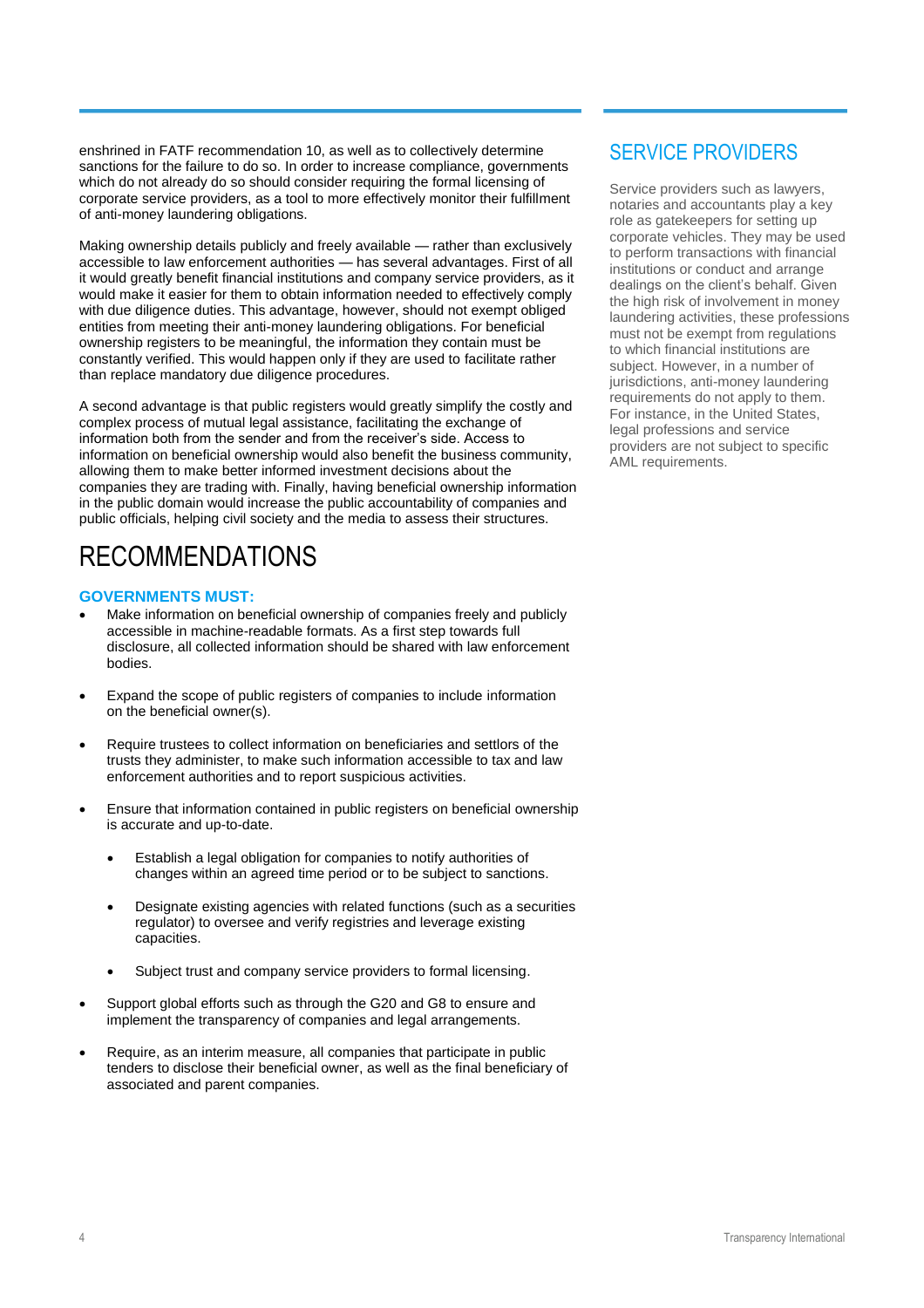enshrined in FATF recommendation 10, as well as to collectively determine sanctions for the failure to do so. In order to increase compliance, governments which do not already do so should consider requiring the formal licensing of corporate service providers, as a tool to more effectively monitor their fulfillment of anti-money laundering obligations.

Making ownership details publicly and freely available — rather than exclusively accessible to law enforcement authorities — has several advantages. First of all it would greatly benefit financial institutions and company service providers, as it would make it easier for them to obtain information needed to effectively comply with due diligence duties. This advantage, however, should not exempt obliged entities from meeting their anti-money laundering obligations. For beneficial ownership registers to be meaningful, the information they contain must be constantly verified. This would happen only if they are used to facilitate rather than replace mandatory due diligence procedures.

A second advantage is that public registers would greatly simplify the costly and complex process of mutual legal assistance, facilitating the exchange of information both from the sender and from the receiver's side. Access to information on beneficial ownership would also benefit the business community, allowing them to make better informed investment decisions about the companies they are trading with. Finally, having beneficial ownership information in the public domain would increase the public accountability of companies and public officials, helping civil society and the media to assess their structures.

# RECOMMENDATIONS

### GOVERNMENTS MUST:

- Make information on beneficial ownership of companies freely and publicly accessible in machine-readable formats. As a first step towards full disclosure, all collected information should be shared with law enforcement bodies.
- Expand the scope of public registers of companies to include information on the beneficial owner(s).
- Require trustees to collect information on beneficiaries and settlors of the trusts they administer, to make such information accessible to tax and law enforcement authorities and to report suspicious activities.
- Ensure that information contained in public registers on beneficial ownership is accurate and up-to-date.
  - Establish a legal obligation for companies to notify authorities of changes within an agreed time period or to be subject to sanctions.
  - Designate existing agencies with related functions (such as a securities regulator) to oversee and verify registries and leverage existing capacities.
  - Subject trust and company service providers to formal licensing.
- Support global efforts such as through the G20 and G8 to ensure and implement the transparency of companies and legal arrangements.
- Require, as an interim measure, all companies that participate in public tenders to disclose their beneficial owner, as well as the final beneficiary of associated and parent companies.

## SERVICE PROVIDERS

Service providers such as lawyers, notaries and accountants play a key role as gatekeepers for setting up corporate vehicles. They may be used to perform transactions with financial institutions or conduct and arrange dealings on the client's behalf. Given the high risk of involvement in money laundering activities, these professions must not be exempt from regulations to which financial institutions are subject. However, in a number of jurisdictions, anti-money laundering requirements do not apply to them. For instance, in the United States, legal professions and service providers are not subject to specific AML requirements.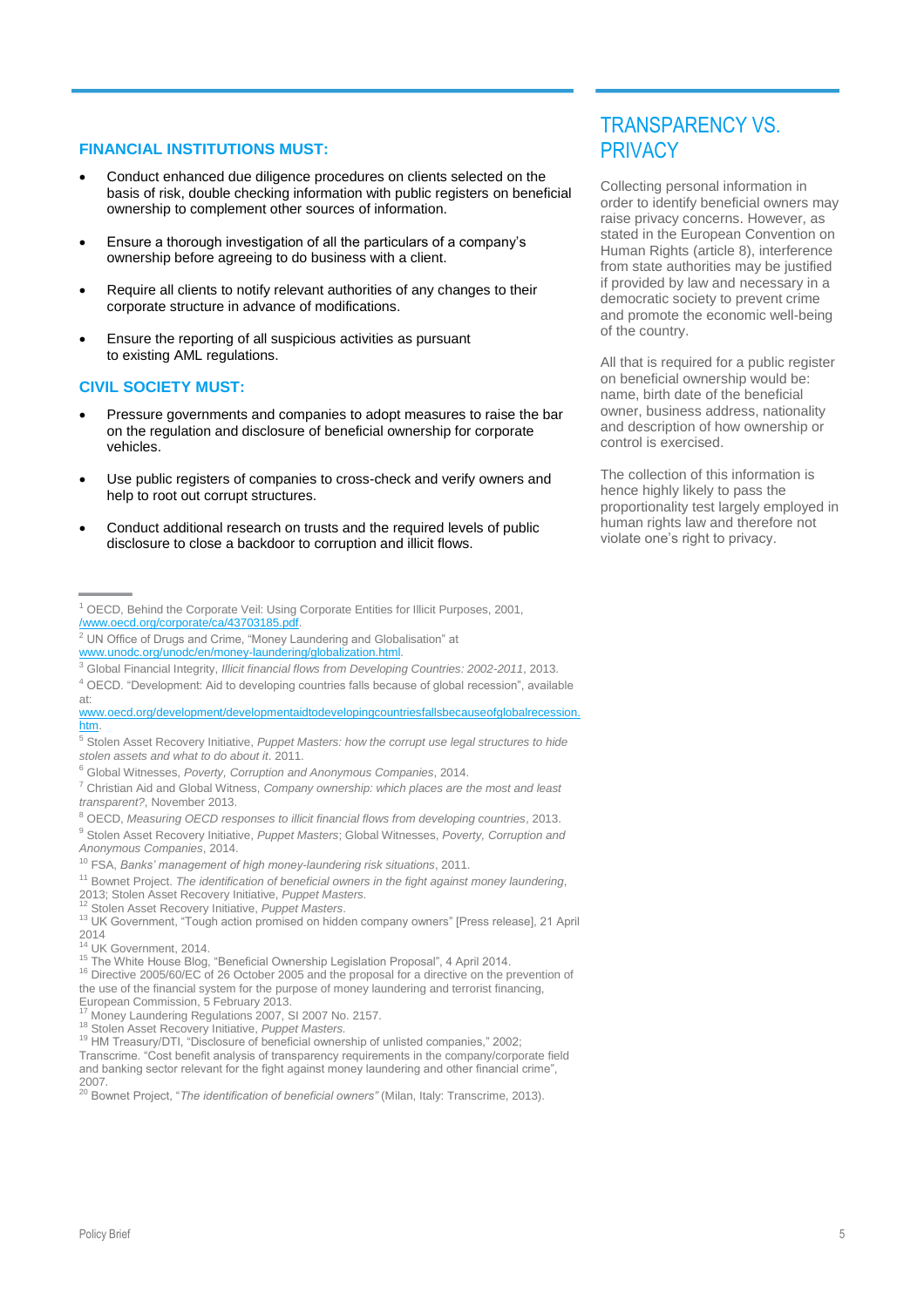## FINANCIAL INSTITUTIONS MUST:

- Conduct enhanced due diligence procedures on clients selected on the basis of risk, double checking information with public registers on beneficial ownership to complement other sources of information.
- Ensure a thorough investigation of all the particulars of a company's ownership before agreeing to do business with a client.
- Require all clients to notify relevant authorities of any changes to their corporate structure in advance of modifications.
- Ensure the reporting of all suspicious activities as pursuant to existing AML regulations.

## CIVIL SOCIETY MUST:

- Pressure governments and companies to adopt measures to raise the bar on the regulation and disclosure of beneficial ownership for corporate vehicles.
- Use public registers of companies to cross-check and verify owners and help to root out corrupt structures.
- Conduct additional research on trusts and the required levels of public disclosure to close a backdoor to corruption and illicit flows.

## TRANSPARENCY VS. PRIVACY

Collecting personal information in order to identify beneficial owners may raise privacy concerns. However, as stated in the European Convention on Human Rights (article 8), interference from state authorities may be justified if provided by law and necessary in a democratic society to prevent crime and promote the economic well-being of the country.

All that is required for a public register on beneficial ownership would be: name, birth date of the beneficial owner, business address, nationality and description of how ownership or control is exercised.

The collection of this information is hence highly likely to pass the proportionality test largely employed in human rights law and therefore not violate one's right to privacy.

---

[1] OECD, Behind the Corporate Veil: Using Corporate Entities for Illicit Purposes, 2001, /www.oecd.org/corporate/ca/43703185.pdf.

[2] UN Office of Drugs and Crime, "Money Laundering and Globalisation" at www.unodc.org/unodc/en/money-laundering/globalization.html.

[3] Global Financial Integrity, *Illicit financial flows from Developing Countries: 2002-2011*, 2013.

[4] OECD. "Development: Aid to developing countries falls because of global recession", available at: www.oecd.org/development/developmentaidtodevelopingcountriesfallsbecauseofglobalrecession.htm.

[5] Stolen Asset Recovery Initiative, *Puppet Masters: how the corrupt use legal structures to hide stolen assets and what to do about it*. 2011.

[6] Global Witnesses, *Poverty, Corruption and Anonymous Companies*, 2014.

[7] Christian Aid and Global Witness, *Company ownership: which places are the most and least transparent?*, November 2013.

[8] OECD, *Measuring OECD responses to illicit financial flows from developing countries*, 2013.

[9] Stolen Asset Recovery Initiative, *Puppet Masters*; Global Witnesses, *Poverty, Corruption and Anonymous Companies*, 2014.

[10] FSA, *Banks' management of high money-laundering risk situations*, 2011.

[11] Bownet Project. *The identification of beneficial owners in the fight against money laundering*, 2013; Stolen Asset Recovery Initiative, *Puppet Masters*.

[12] Stolen Asset Recovery Initiative, *Puppet Masters*.

[13] UK Government, "Tough action promised on hidden company owners" [Press release], 21 April 2014

[14] UK Government, 2014.

[15] The White House Blog, "Beneficial Ownership Legislation Proposal", 4 April 2014.

[16] Directive 2005/60/EC of 26 October 2005 and the proposal for a directive on the prevention of the use of the financial system for the purpose of money laundering and terrorist financing, European Commission, 5 February 2013.

[17] Money Laundering Regulations 2007, SI 2007 No. 2157.

[18] Stolen Asset Recovery Initiative, *Puppet Masters*.

[19] HM Treasury/DTI, "Disclosure of beneficial ownership of unlisted companies," 2002; Transcrime. "Cost benefit analysis of transparency requirements in the company/corporate field and banking sector relevant for the fight against money laundering and other financial crime", 2007.

[20] Bownet Project, "*The identification of beneficial owners*" (Milan, Italy: Transcrime, 2013).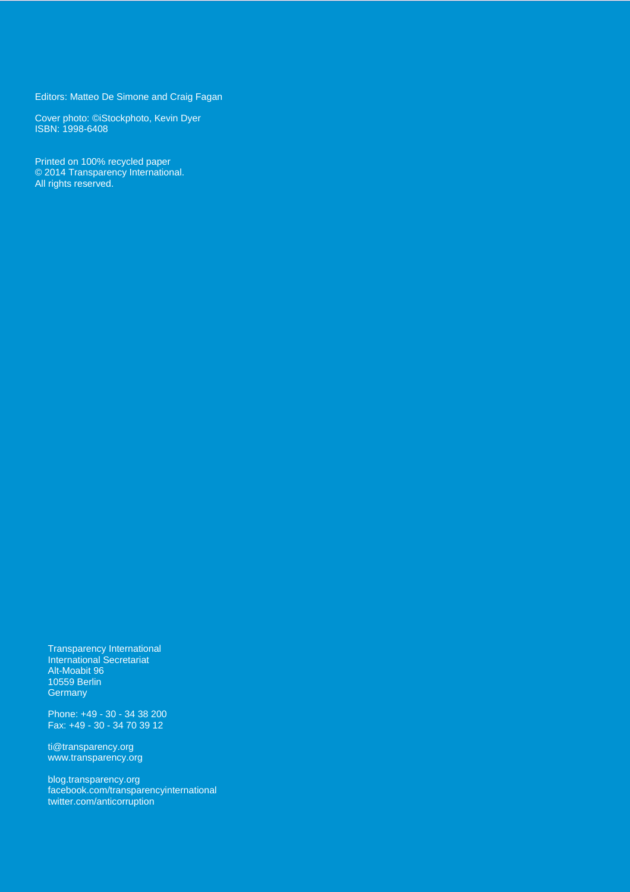Editors: Matteo De Simone and Craig Fagan

Cover photo: ©iStockphoto, Kevin Dyer
ISBN: 1998-6408

Printed on 100% recycled paper
© 2014 Transparency International.
All rights reserved.

Transparency International
International Secretariat
Alt-Moabit 96
10559 Berlin
Germany

Phone: +49 - 30 - 34 38 200
Fax: +49 - 30 - 34 70 39 12

ti@transparency.org
www.transparency.org

blog.transparency.org
facebook.com/transparencyinternational
twitter.com/anticorruption